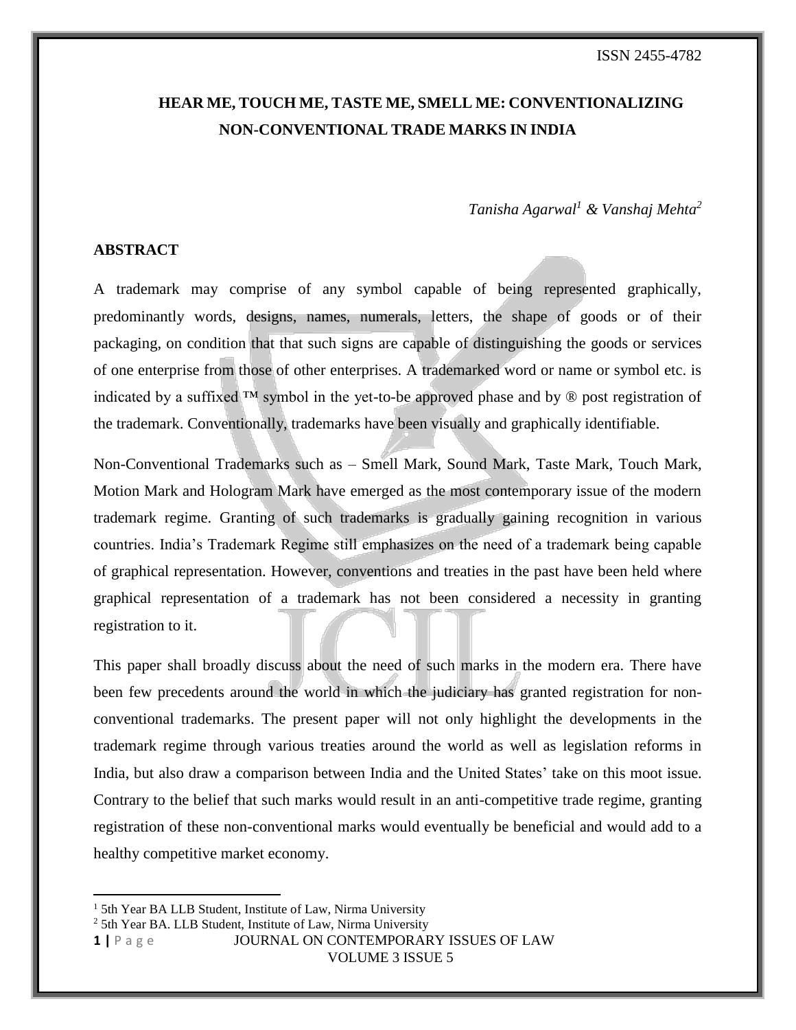# HEAR ME, TOUCH ME, TASTE ME, SMELL ME: CONVENTIONALIZING NON-CONVENTIONAL TRADE MARKS IN INDIA

*Tanisha Agarwal[1] & Vanshaj Mehta[2]*

## ABSTRACT

A trademark may comprise of any symbol capable of being represented graphically, predominantly words, designs, names, numerals, letters, the shape of goods or of their packaging, on condition that that such signs are capable of distinguishing the goods or services of one enterprise from those of other enterprises. A trademarked word or name or symbol etc. is indicated by a suffixed ™ symbol in the yet-to-be approved phase and by ® post registration of the trademark. Conventionally, trademarks have been visually and graphically identifiable.

Non-Conventional Trademarks such as – Smell Mark, Sound Mark, Taste Mark, Touch Mark, Motion Mark and Hologram Mark have emerged as the most contemporary issue of the modern trademark regime. Granting of such trademarks is gradually gaining recognition in various countries. India's Trademark Regime still emphasizes on the need of a trademark being capable of graphical representation. However, conventions and treaties in the past have been held where graphical representation of a trademark has not been considered a necessity in granting registration to it.

This paper shall broadly discuss about the need of such marks in the modern era. There have been few precedents around the world in which the judiciary has granted registration for non-conventional trademarks. The present paper will not only highlight the developments in the trademark regime through various treaties around the world as well as legislation reforms in India, but also draw a comparison between India and the United States' take on this moot issue. Contrary to the belief that such marks would result in an anti-competitive trade regime, granting registration of these non-conventional marks would eventually be beneficial and would add to a healthy competitive market economy.

---

[1] 5th Year BA LLB Student, Institute of Law, Nirma University

[2] 5th Year BA. LLB Student, Institute of Law, Nirma University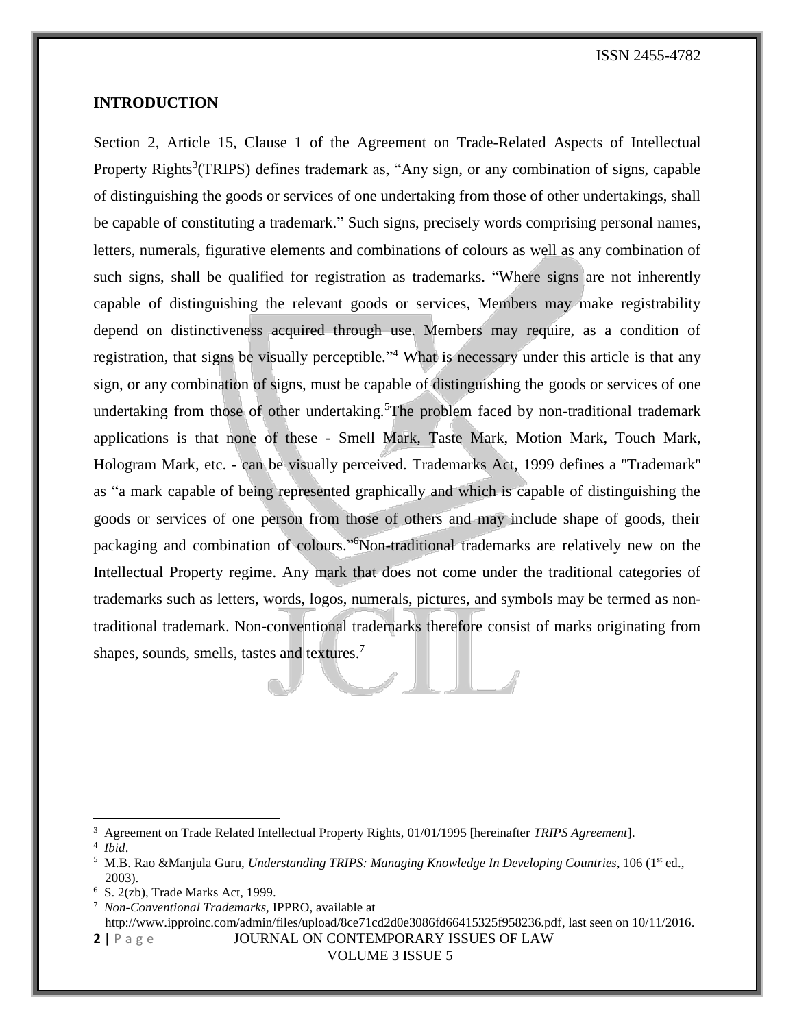## INTRODUCTION

Section 2, Article 15, Clause 1 of the Agreement on Trade-Related Aspects of Intellectual Property Rights[3](TRIPS) defines trademark as, "Any sign, or any combination of signs, capable of distinguishing the goods or services of one undertaking from those of other undertakings, shall be capable of constituting a trademark." Such signs, precisely words comprising personal names, letters, numerals, figurative elements and combinations of colours as well as any combination of such signs, shall be qualified for registration as trademarks. "Where signs are not inherently capable of distinguishing the relevant goods or services, Members may make registrability depend on distinctiveness acquired through use. Members may require, as a condition of registration, that signs be visually perceptible."[4] What is necessary under this article is that any sign, or any combination of signs, must be capable of distinguishing the goods or services of one undertaking from those of other undertaking.[5]The problem faced by non-traditional trademark applications is that none of these - Smell Mark, Taste Mark, Motion Mark, Touch Mark, Hologram Mark, etc. - can be visually perceived. Trademarks Act, 1999 defines a "Trademark" as "a mark capable of being represented graphically and which is capable of distinguishing the goods or services of one person from those of others and may include shape of goods, their packaging and combination of colours."[6]Non-traditional trademarks are relatively new on the Intellectual Property regime. Any mark that does not come under the traditional categories of trademarks such as letters, words, logos, numerals, pictures, and symbols may be termed as non-traditional trademark. Non-conventional trademarks therefore consist of marks originating from shapes, sounds, smells, tastes and textures.[7]

---

[3] Agreement on Trade Related Intellectual Property Rights, 01/01/1995 [hereinafter *TRIPS Agreement*].

[4] *Ibid*.

[5] M.B. Rao &Manjula Guru, *Understanding TRIPS: Managing Knowledge In Developing Countries*, 106 (1st ed., 2003).

[6] S. 2(zb), Trade Marks Act, 1999.

[7] *Non-Conventional Trademarks*, IPPRO, available at http://www.ipproinc.com/admin/files/upload/8ce71cd2d0e3086fd66415325f958236.pdf, last seen on 10/11/2016.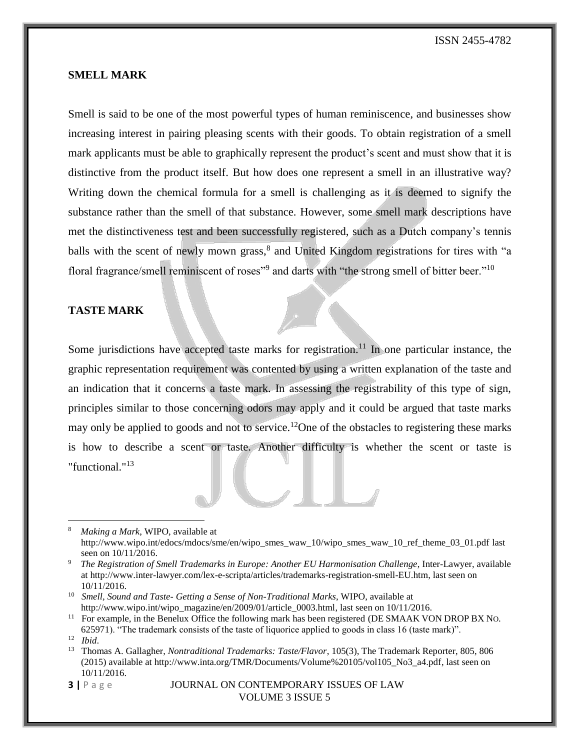## SMELL MARK

Smell is said to be one of the most powerful types of human reminiscence, and businesses show increasing interest in pairing pleasing scents with their goods. To obtain registration of a smell mark applicants must be able to graphically represent the product's scent and must show that it is distinctive from the product itself. But how does one represent a smell in an illustrative way? Writing down the chemical formula for a smell is challenging as it is deemed to signify the substance rather than the smell of that substance. However, some smell mark descriptions have met the distinctiveness test and been successfully registered, such as a Dutch company's tennis balls with the scent of newly mown grass,[8] and United Kingdom registrations for tires with "a floral fragrance/smell reminiscent of roses"[9] and darts with "the strong smell of bitter beer."[10]

## TASTE MARK

Some jurisdictions have accepted taste marks for registration.[11] In one particular instance, the graphic representation requirement was contented by using a written explanation of the taste and an indication that it concerns a taste mark. In assessing the registrability of this type of sign, principles similar to those concerning odors may apply and it could be argued that taste marks may only be applied to goods and not to service.[12]One of the obstacles to registering these marks is how to describe a scent or taste. Another difficulty is whether the scent or taste is "functional."[13]

---

[8] *Making a Mark*, WIPO, available at http://www.wipo.int/edocs/mdocs/sme/en/wipo_smes_waw_10/wipo_smes_waw_10_ref_theme_03_01.pdf last seen on 10/11/2016.

[9] *The Registration of Smell Trademarks in Europe: Another EU Harmonisation Challenge*, Inter-Lawyer, available at http://www.inter-lawyer.com/lex-e-scripta/articles/trademarks-registration-smell-EU.htm, last seen on 10/11/2016.

[10] *Smell, Sound and Taste- Getting a Sense of Non-Traditional Marks*, WIPO, available at http://www.wipo.int/wipo_magazine/en/2009/01/article_0003.html, last seen on 10/11/2016.

[11] For example, in the Benelux Office the following mark has been registered (DE SMAAK VON DROP BX NO. 625971). "The trademark consists of the taste of liquorice applied to goods in class 16 (taste mark)".

[12] *Ibid*.

[13] Thomas A. Gallagher, *Nontraditional Trademarks: Taste/Flavor*, 105(3), The Trademark Reporter, 805, 806 (2015) available at http://www.inta.org/TMR/Documents/Volume%20105/vol105_No3_a4.pdf, last seen on 10/11/2016.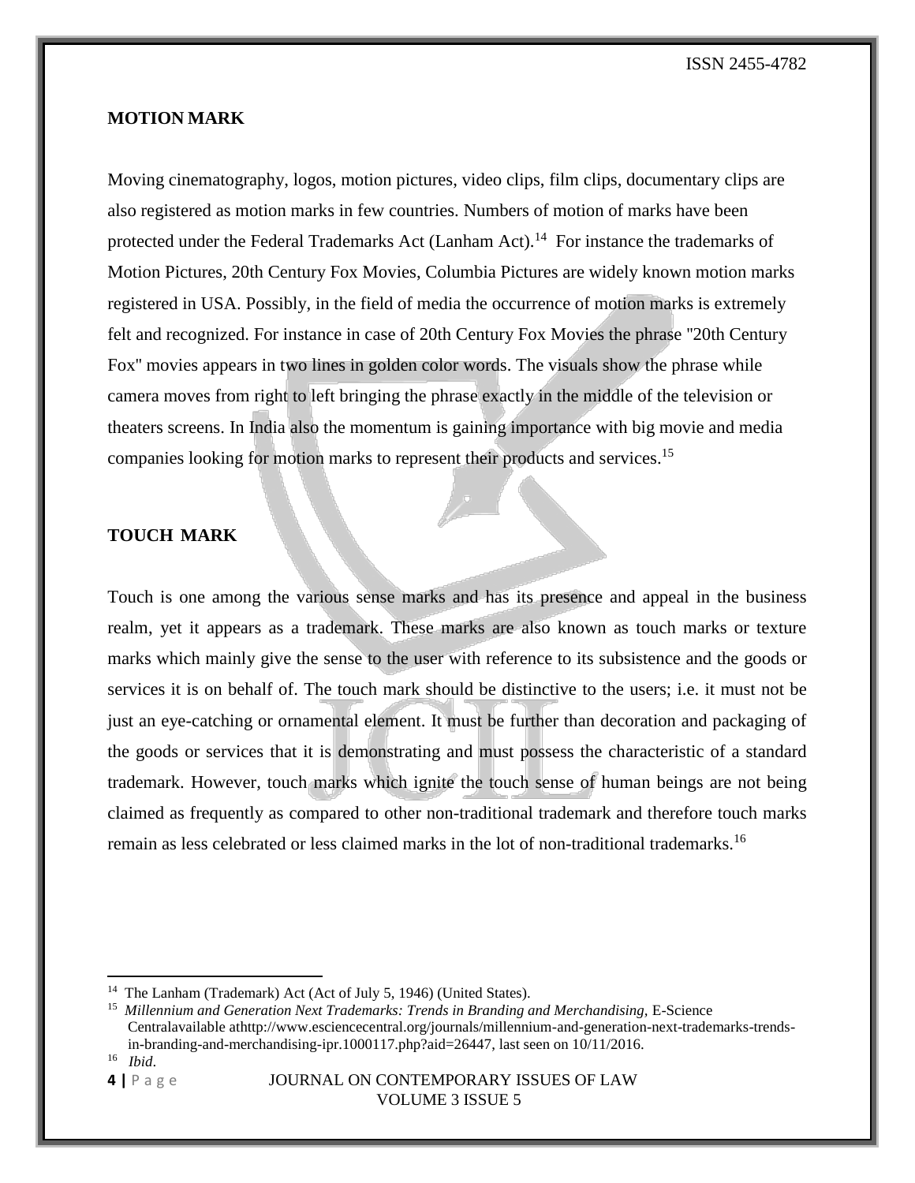### MOTION MARK

Moving cinematography, logos, motion pictures, video clips, film clips, documentary clips are also registered as motion marks in few countries. Numbers of motion of marks have been protected under the Federal Trademarks Act (Lanham Act).[14] For instance the trademarks of Motion Pictures, 20th Century Fox Movies, Columbia Pictures are widely known motion marks registered in USA. Possibly, in the field of media the occurrence of motion marks is extremely felt and recognized. For instance in case of 20th Century Fox Movies the phrase "20th Century Fox" movies appears in two lines in golden color words. The visuals show the phrase while camera moves from right to left bringing the phrase exactly in the middle of the television or theaters screens. In India also the momentum is gaining importance with big movie and media companies looking for motion marks to represent their products and services.[15]

### TOUCH MARK

Touch is one among the various sense marks and has its presence and appeal in the business realm, yet it appears as a trademark. These marks are also known as touch marks or texture marks which mainly give the sense to the user with reference to its subsistence and the goods or services it is on behalf of. The touch mark should be distinctive to the users; i.e. it must not be just an eye-catching or ornamental element. It must be further than decoration and packaging of the goods or services that it is demonstrating and must possess the characteristic of a standard trademark. However, touch marks which ignite the touch sense of human beings are not being claimed as frequently as compared to other non-traditional trademark and therefore touch marks remain as less celebrated or less claimed marks in the lot of non-traditional trademarks.[16]

---

[14] The Lanham (Trademark) Act (Act of July 5, 1946) (United States).

[15] *Millennium and Generation Next Trademarks: Trends in Branding and Merchandising*, E-Science Centralavailable athttp://www.esciencecentral.org/journals/millennium-and-generation-next-trademarks-trends-in-branding-and-merchandising-ipr.1000117.php?aid=26447, last seen on 10/11/2016.

[16] *Ibid*.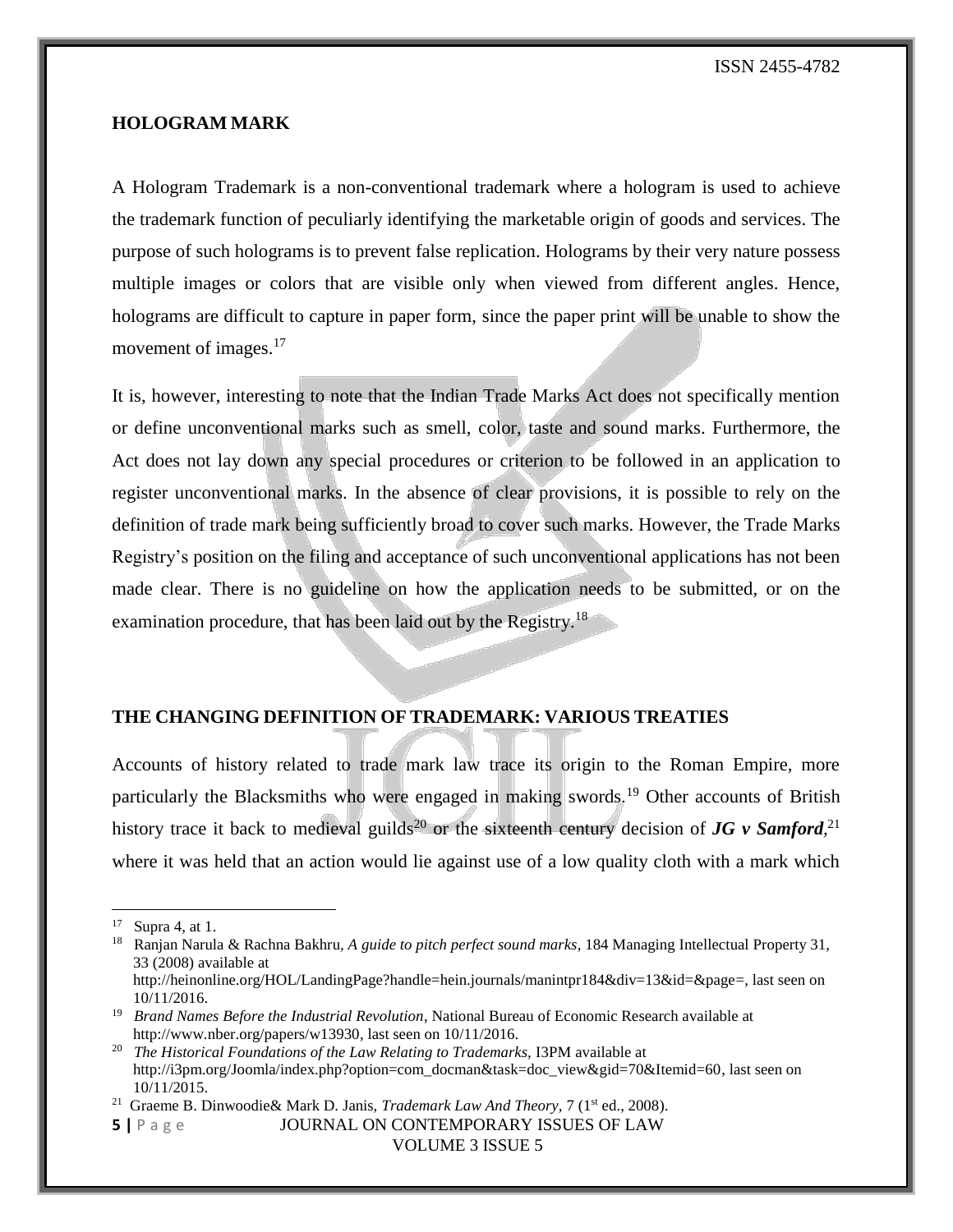## HOLOGRAM MARK

A Hologram Trademark is a non-conventional trademark where a hologram is used to achieve the trademark function of peculiarly identifying the marketable origin of goods and services. The purpose of such holograms is to prevent false replication. Holograms by their very nature possess multiple images or colors that are visible only when viewed from different angles. Hence, holograms are difficult to capture in paper form, since the paper print will be unable to show the movement of images.[17]

It is, however, interesting to note that the Indian Trade Marks Act does not specifically mention or define unconventional marks such as smell, color, taste and sound marks. Furthermore, the Act does not lay down any special procedures or criterion to be followed in an application to register unconventional marks. In the absence of clear provisions, it is possible to rely on the definition of trade mark being sufficiently broad to cover such marks. However, the Trade Marks Registry's position on the filing and acceptance of such unconventional applications has not been made clear. There is no guideline on how the application needs to be submitted, or on the examination procedure, that has been laid out by the Registry.[18]

## THE CHANGING DEFINITION OF TRADEMARK: VARIOUS TREATIES

Accounts of history related to trade mark law trace its origin to the Roman Empire, more particularly the Blacksmiths who were engaged in making swords.[19] Other accounts of British history trace it back to medieval guilds[20] or the sixteenth century decision of ***JG v Samford***,[21] where it was held that an action would lie against use of a low quality cloth with a mark which

---

[17] Supra 4, at 1.

[18] Ranjan Narula & Rachna Bakhru, *A guide to pitch perfect sound marks*, 184 Managing Intellectual Property 31, 33 (2008) available at http://heinonline.org/HOL/LandingPage?handle=hein.journals/manintpr184&div=13&id=&page=, last seen on 10/11/2016.

[19] *Brand Names Before the Industrial Revolution*, National Bureau of Economic Research available at http://www.nber.org/papers/w13930, last seen on 10/11/2016.

[20] *The Historical Foundations of the Law Relating to Trademarks*, I3PM available at http://i3pm.org/Joomla/index.php?option=com_docman&task=doc_view&gid=70&Itemid=60, last seen on 10/11/2015.

[21] Graeme B. Dinwoodie& Mark D. Janis, *Trademark Law And Theory*, 7 (1st ed., 2008).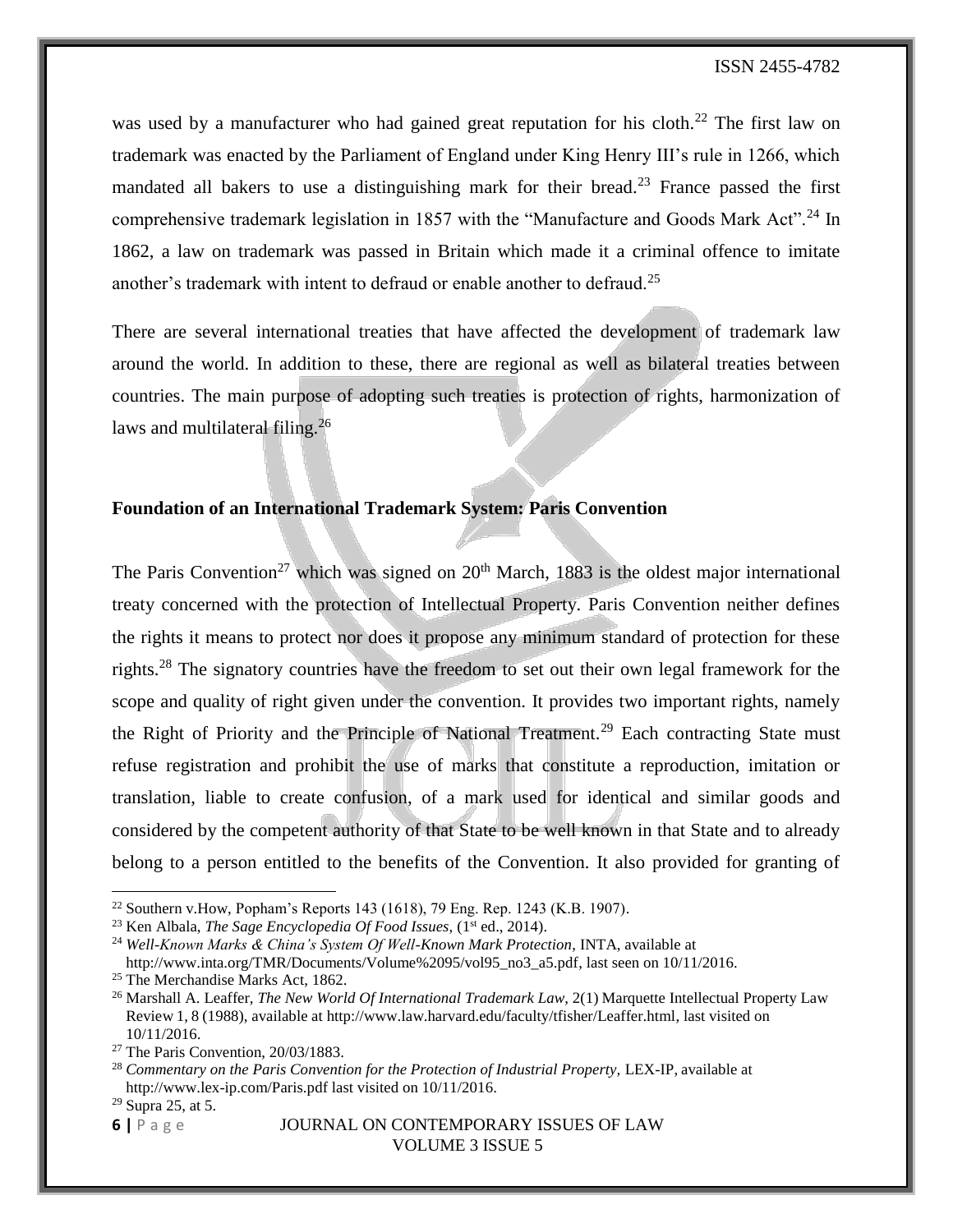was used by a manufacturer who had gained great reputation for his cloth.[22] The first law on trademark was enacted by the Parliament of England under King Henry III's rule in 1266, which mandated all bakers to use a distinguishing mark for their bread.[23] France passed the first comprehensive trademark legislation in 1857 with the "Manufacture and Goods Mark Act".[24] In 1862, a law on trademark was passed in Britain which made it a criminal offence to imitate another's trademark with intent to defraud or enable another to defraud.[25]

There are several international treaties that have affected the development of trademark law around the world. In addition to these, there are regional as well as bilateral treaties between countries. The main purpose of adopting such treaties is protection of rights, harmonization of laws and multilateral filing.[26]

### Foundation of an International Trademark System: Paris Convention

The Paris Convention[27] which was signed on 20th March, 1883 is the oldest major international treaty concerned with the protection of Intellectual Property. Paris Convention neither defines the rights it means to protect nor does it propose any minimum standard of protection for these rights.[28] The signatory countries have the freedom to set out their own legal framework for the scope and quality of right given under the convention. It provides two important rights, namely the Right of Priority and the Principle of National Treatment.[29] Each contracting State must refuse registration and prohibit the use of marks that constitute a reproduction, imitation or translation, liable to create confusion, of a mark used for identical and similar goods and considered by the competent authority of that State to be well known in that State and to already belong to a person entitled to the benefits of the Convention. It also provided for granting of

---

[22] Southern v.How, Popham's Reports 143 (1618), 79 Eng. Rep. 1243 (K.B. 1907).

[23] Ken Albala, *The Sage Encyclopedia Of Food Issues*, (1st ed., 2014).

[24] *Well-Known Marks & China's System Of Well-Known Mark Protection*, INTA, available at http://www.inta.org/TMR/Documents/Volume%2095/vol95_no3_a5.pdf, last seen on 10/11/2016.

[25] The Merchandise Marks Act, 1862.

[26] Marshall A. Leaffer, *The New World Of International Trademark Law*, 2(1) Marquette Intellectual Property Law Review 1, 8 (1988), available at http://www.law.harvard.edu/faculty/tfisher/Leaffer.html, last visited on 10/11/2016.

[27] The Paris Convention, 20/03/1883.

[28] *Commentary on the Paris Convention for the Protection of Industrial Property,* LEX-IP, available at http://www.lex-ip.com/Paris.pdf last visited on 10/11/2016.

[29] Supra 25, at 5.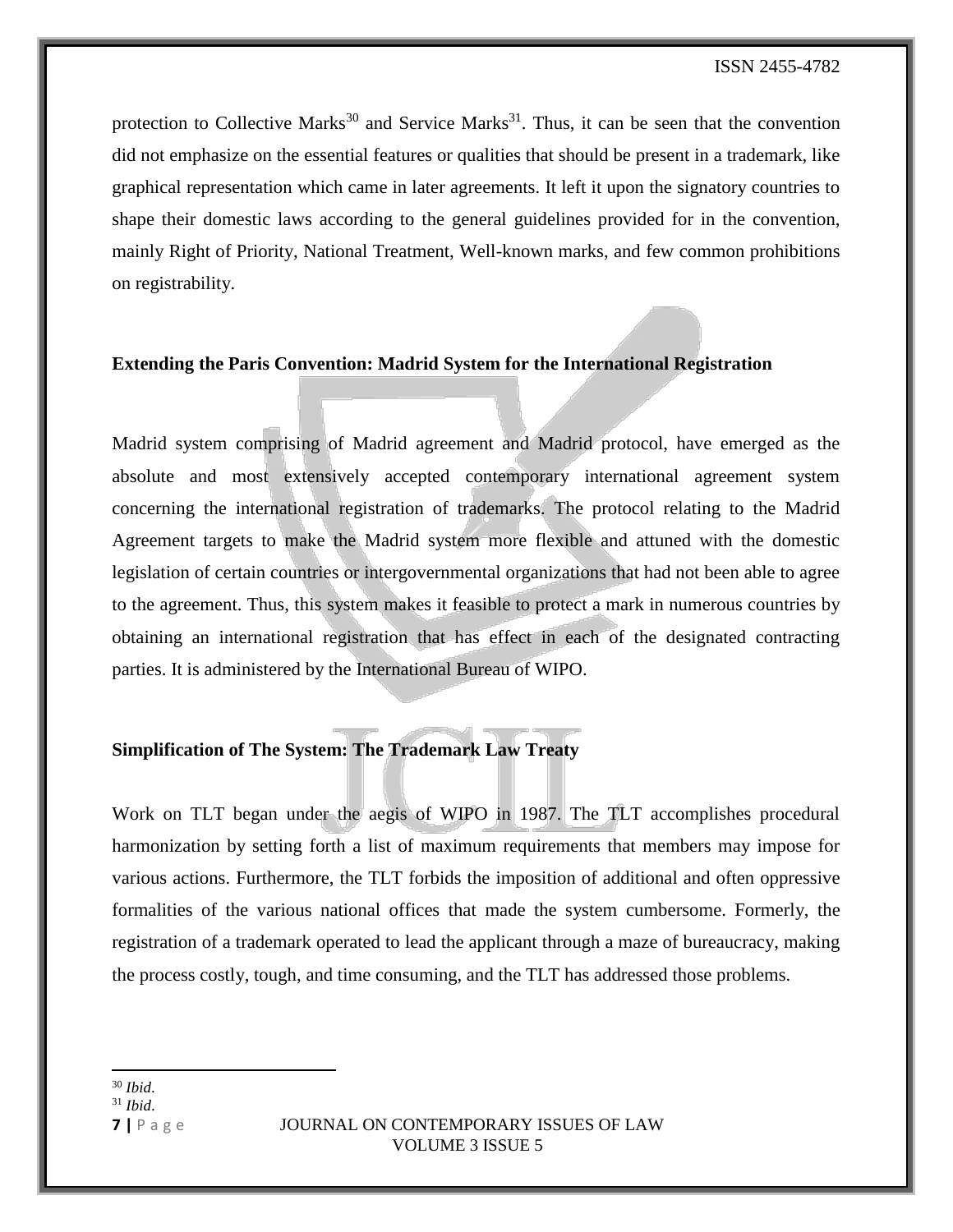protection to Collective Marks[30] and Service Marks[31]. Thus, it can be seen that the convention did not emphasize on the essential features or qualities that should be present in a trademark, like graphical representation which came in later agreements. It left it upon the signatory countries to shape their domestic laws according to the general guidelines provided for in the convention, mainly Right of Priority, National Treatment, Well-known marks, and few common prohibitions on registrability.

**Extending the Paris Convention: Madrid System for the International Registration**

Madrid system comprising of Madrid agreement and Madrid protocol, have emerged as the absolute and most extensively accepted contemporary international agreement system concerning the international registration of trademarks. The protocol relating to the Madrid Agreement targets to make the Madrid system more flexible and attuned with the domestic legislation of certain countries or intergovernmental organizations that had not been able to agree to the agreement. Thus, this system makes it feasible to protect a mark in numerous countries by obtaining an international registration that has effect in each of the designated contracting parties. It is administered by the International Bureau of WIPO.

**Simplification of The System: The Trademark Law Treaty**

Work on TLT began under the aegis of WIPO in 1987. The TLT accomplishes procedural harmonization by setting forth a list of maximum requirements that members may impose for various actions. Furthermore, the TLT forbids the imposition of additional and often oppressive formalities of the various national offices that made the system cumbersome. Formerly, the registration of a trademark operated to lead the applicant through a maze of bureaucracy, making the process costly, tough, and time consuming, and the TLT has addressed those problems.

---

[30] *Ibid*.

[31] *Ibid*.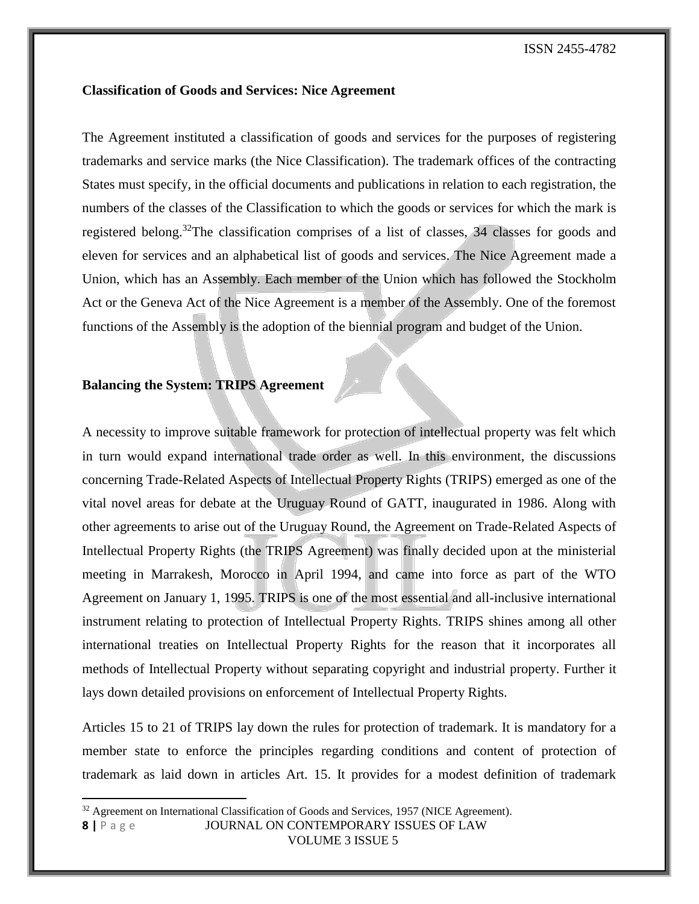**Classification of Goods and Services: Nice Agreement**

The Agreement instituted a classification of goods and services for the purposes of registering trademarks and service marks (the Nice Classification). The trademark offices of the contracting States must specify, in the official documents and publications in relation to each registration, the numbers of the classes of the Classification to which the goods or services for which the mark is registered belong.[32]The classification comprises of a list of classes, 34 classes for goods and eleven for services and an alphabetical list of goods and services. The Nice Agreement made a Union, which has an Assembly. Each member of the Union which has followed the Stockholm Act or the Geneva Act of the Nice Agreement is a member of the Assembly. One of the foremost functions of the Assembly is the adoption of the biennial program and budget of the Union.

**Balancing the System: TRIPS Agreement**

A necessity to improve suitable framework for protection of intellectual property was felt which in turn would expand international trade order as well. In this environment, the discussions concerning Trade-Related Aspects of Intellectual Property Rights (TRIPS) emerged as one of the vital novel areas for debate at the Uruguay Round of GATT, inaugurated in 1986. Along with other agreements to arise out of the Uruguay Round, the Agreement on Trade-Related Aspects of Intellectual Property Rights (the TRIPS Agreement) was finally decided upon at the ministerial meeting in Marrakesh, Morocco in April 1994, and came into force as part of the WTO Agreement on January 1, 1995. TRIPS is one of the most essential and all-inclusive international instrument relating to protection of Intellectual Property Rights. TRIPS shines among all other international treaties on Intellectual Property Rights for the reason that it incorporates all methods of Intellectual Property without separating copyright and industrial property. Further it lays down detailed provisions on enforcement of Intellectual Property Rights.

Articles 15 to 21 of TRIPS lay down the rules for protection of trademark. It is mandatory for a member state to enforce the principles regarding conditions and content of protection of trademark as laid down in articles Art. 15. It provides for a modest definition of trademark

[32] Agreement on International Classification of Goods and Services, 1957 (NICE Agreement).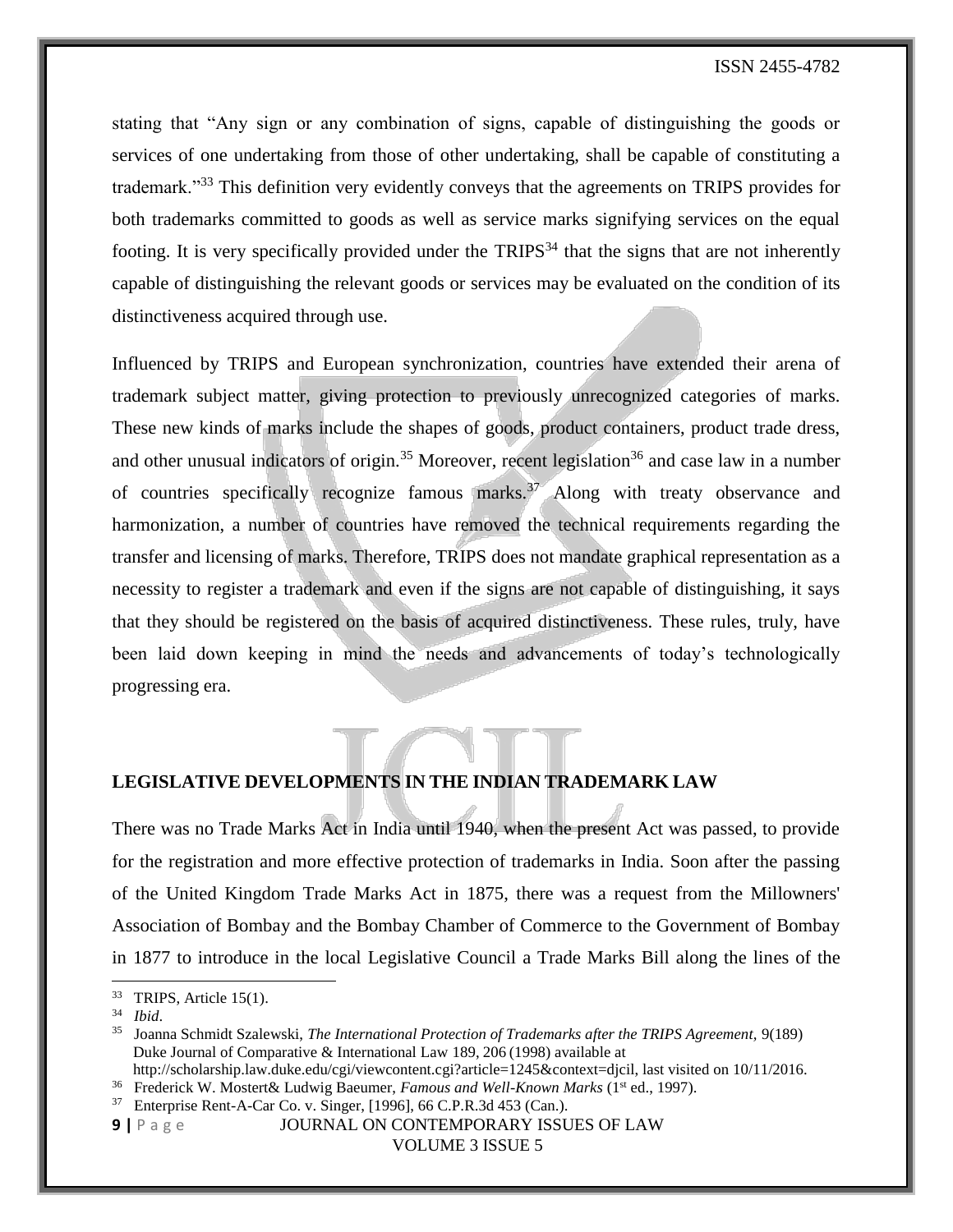stating that "Any sign or any combination of signs, capable of distinguishing the goods or services of one undertaking from those of other undertaking, shall be capable of constituting a trademark."[33] This definition very evidently conveys that the agreements on TRIPS provides for both trademarks committed to goods as well as service marks signifying services on the equal footing. It is very specifically provided under the TRIPS[34] that the signs that are not inherently capable of distinguishing the relevant goods or services may be evaluated on the condition of its distinctiveness acquired through use.

Influenced by TRIPS and European synchronization, countries have extended their arena of trademark subject matter, giving protection to previously unrecognized categories of marks. These new kinds of marks include the shapes of goods, product containers, product trade dress, and other unusual indicators of origin.[35] Moreover, recent legislation[36] and case law in a number of countries specifically recognize famous marks.[37] Along with treaty observance and harmonization, a number of countries have removed the technical requirements regarding the transfer and licensing of marks. Therefore, TRIPS does not mandate graphical representation as a necessity to register a trademark and even if the signs are not capable of distinguishing, it says that they should be registered on the basis of acquired distinctiveness. These rules, truly, have been laid down keeping in mind the needs and advancements of today's technologically progressing era.

## LEGISLATIVE DEVELOPMENTS IN THE INDIAN TRADEMARK LAW

There was no Trade Marks Act in India until 1940, when the present Act was passed, to provide for the registration and more effective protection of trademarks in India. Soon after the passing of the United Kingdom Trade Marks Act in 1875, there was a request from the Millowners' Association of Bombay and the Bombay Chamber of Commerce to the Government of Bombay in 1877 to introduce in the local Legislative Council a Trade Marks Bill along the lines of the

---

[33] TRIPS, Article 15(1).

[34] *Ibid*.

[35] Joanna Schmidt Szalewski, *The International Protection of Trademarks after the TRIPS Agreement*, 9(189) Duke Journal of Comparative & International Law 189, 206 (1998) available at http://scholarship.law.duke.edu/cgi/viewcontent.cgi?article=1245&context=djcil, last visited on 10/11/2016.

[36] Frederick W. Mostert& Ludwig Baeumer, *Famous and Well-Known Marks* (1st ed., 1997).

[37] Enterprise Rent-A-Car Co. v. Singer, [1996], 66 C.P.R.3d 453 (Can.).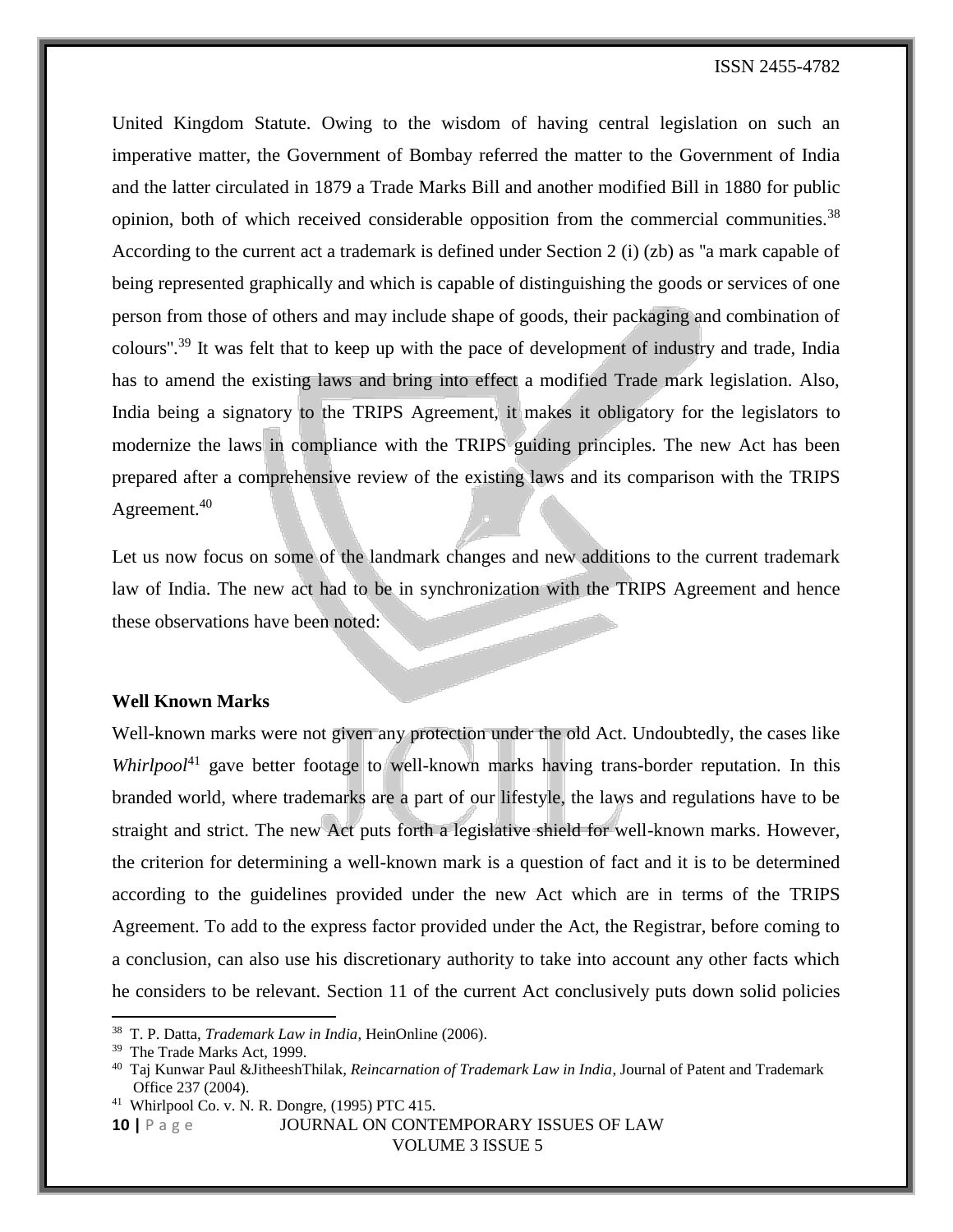United Kingdom Statute. Owing to the wisdom of having central legislation on such an imperative matter, the Government of Bombay referred the matter to the Government of India and the latter circulated in 1879 a Trade Marks Bill and another modified Bill in 1880 for public opinion, both of which received considerable opposition from the commercial communities.[38] According to the current act a trademark is defined under Section 2 (i) (zb) as "a mark capable of being represented graphically and which is capable of distinguishing the goods or services of one person from those of others and may include shape of goods, their packaging and combination of colours".[39] It was felt that to keep up with the pace of development of industry and trade, India has to amend the existing laws and bring into effect a modified Trade mark legislation. Also, India being a signatory to the TRIPS Agreement, it makes it obligatory for the legislators to modernize the laws in compliance with the TRIPS guiding principles. The new Act has been prepared after a comprehensive review of the existing laws and its comparison with the TRIPS Agreement.[40]

Let us now focus on some of the landmark changes and new additions to the current trademark law of India. The new act had to be in synchronization with the TRIPS Agreement and hence these observations have been noted:

**Well Known Marks**

Well-known marks were not given any protection under the old Act. Undoubtedly, the cases like *Whirlpool*[41] gave better footage to well-known marks having trans-border reputation. In this branded world, where trademarks are a part of our lifestyle, the laws and regulations have to be straight and strict. The new Act puts forth a legislative shield for well-known marks. However, the criterion for determining a well-known mark is a question of fact and it is to be determined according to the guidelines provided under the new Act which are in terms of the TRIPS Agreement. To add to the express factor provided under the Act, the Registrar, before coming to a conclusion, can also use his discretionary authority to take into account any other facts which he considers to be relevant. Section 11 of the current Act conclusively puts down solid policies

---

[38] T. P. Datta, *Trademark Law in India*, HeinOnline (2006).

[39] The Trade Marks Act, 1999.

[40] Taj Kunwar Paul &JitheeshThilak, *Reincarnation of Trademark Law in India*, Journal of Patent and Trademark Office 237 (2004).

[41] Whirlpool Co. v. N. R. Dongre, (1995) PTC 415.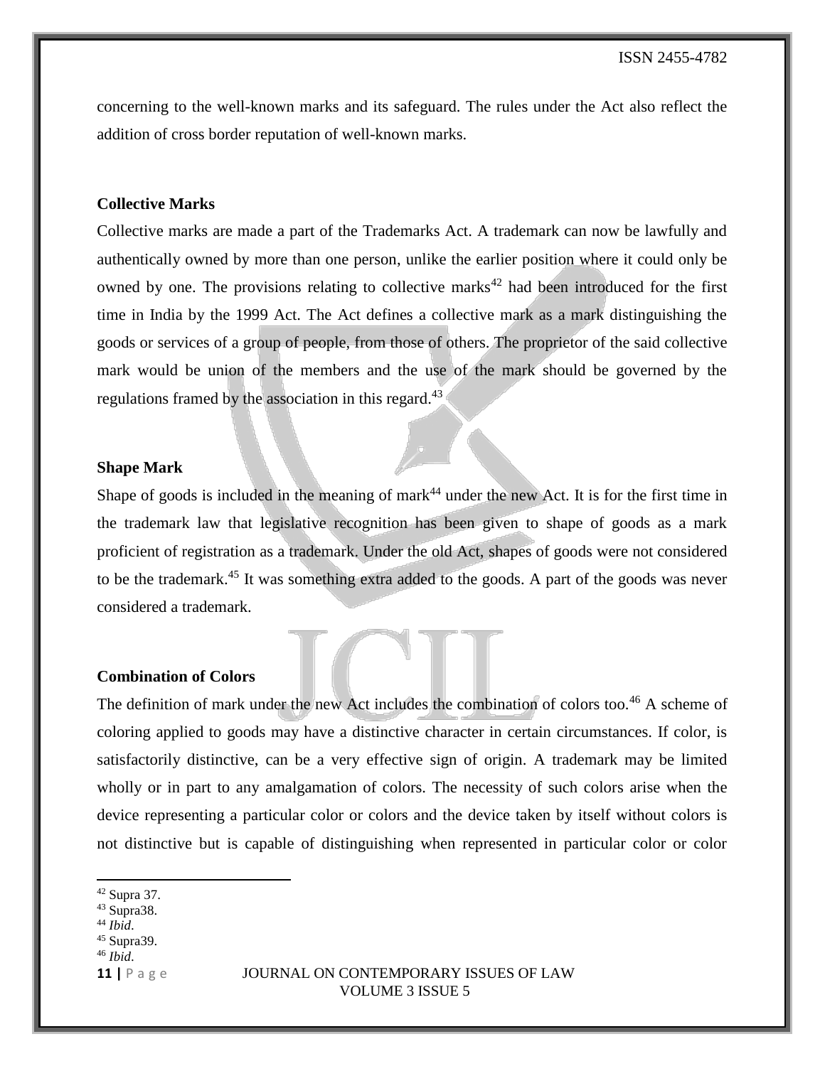concerning to the well-known marks and its safeguard. The rules under the Act also reflect the addition of cross border reputation of well-known marks.

### Collective Marks

Collective marks are made a part of the Trademarks Act. A trademark can now be lawfully and authentically owned by more than one person, unlike the earlier position where it could only be owned by one. The provisions relating to collective marks[42] had been introduced for the first time in India by the 1999 Act. The Act defines a collective mark as a mark distinguishing the goods or services of a group of people, from those of others. The proprietor of the said collective mark would be union of the members and the use of the mark should be governed by the regulations framed by the association in this regard.[43]

### Shape Mark

Shape of goods is included in the meaning of mark[44] under the new Act. It is for the first time in the trademark law that legislative recognition has been given to shape of goods as a mark proficient of registration as a trademark. Under the old Act, shapes of goods were not considered to be the trademark.[45] It was something extra added to the goods. A part of the goods was never considered a trademark.

### Combination of Colors

The definition of mark under the new Act includes the combination of colors too.[46] A scheme of coloring applied to goods may have a distinctive character in certain circumstances. If color, is satisfactorily distinctive, can be a very effective sign of origin. A trademark may be limited wholly or in part to any amalgamation of colors. The necessity of such colors arise when the device representing a particular color or colors and the device taken by itself without colors is not distinctive but is capable of distinguishing when represented in particular color or color

---

[42] Supra 37.
[43] Supra38.
[44] *Ibid*.
[45] Supra39.
[46] *Ibid*.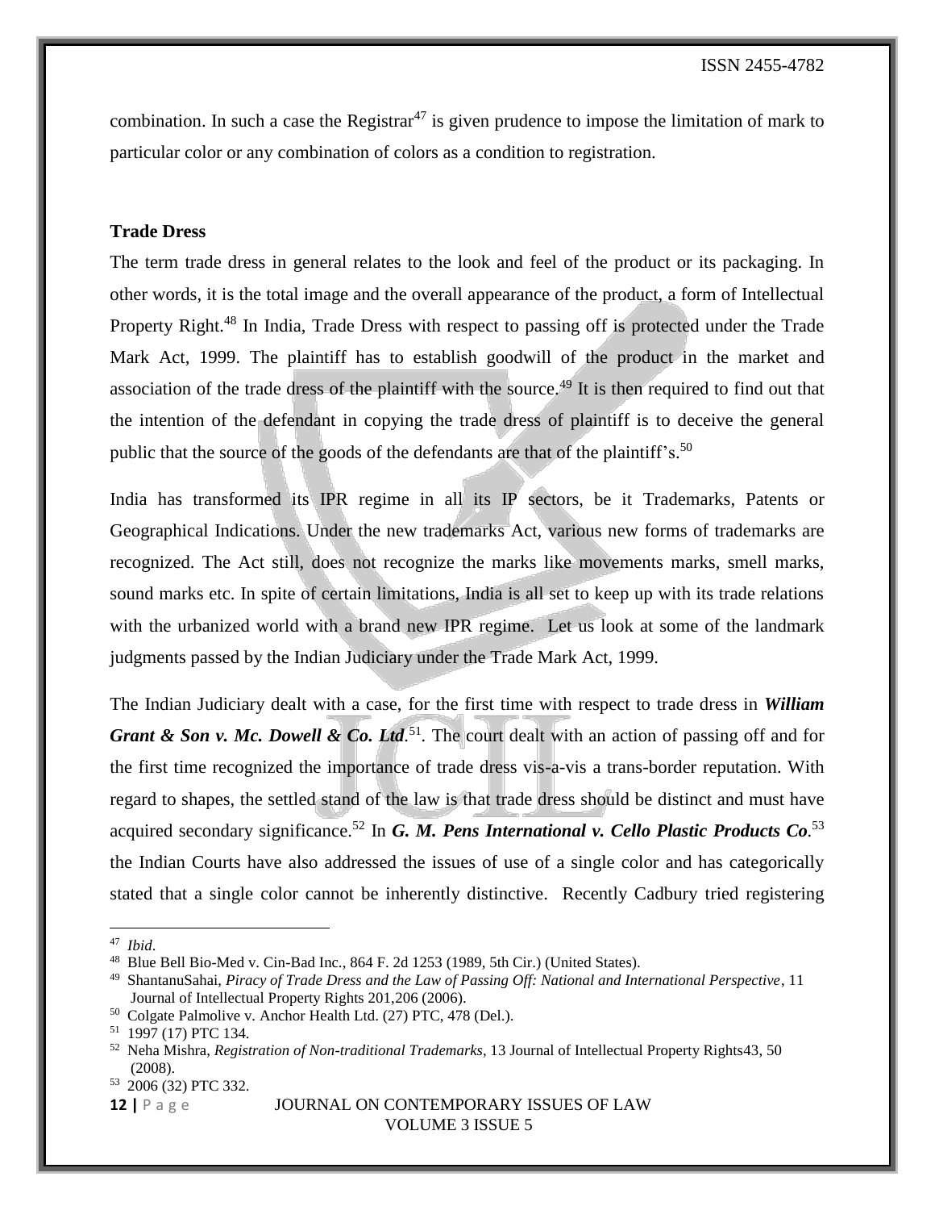combination. In such a case the Registrar[47] is given prudence to impose the limitation of mark to particular color or any combination of colors as a condition to registration.

**Trade Dress**

The term trade dress in general relates to the look and feel of the product or its packaging. In other words, it is the total image and the overall appearance of the product, a form of Intellectual Property Right.[48] In India, Trade Dress with respect to passing off is protected under the Trade Mark Act, 1999. The plaintiff has to establish goodwill of the product in the market and association of the trade dress of the plaintiff with the source.[49] It is then required to find out that the intention of the defendant in copying the trade dress of plaintiff is to deceive the general public that the source of the goods of the defendants are that of the plaintiff's.[50]

India has transformed its IPR regime in all its IP sectors, be it Trademarks, Patents or Geographical Indications. Under the new trademarks Act, various new forms of trademarks are recognized. The Act still, does not recognize the marks like movements marks, smell marks, sound marks etc. In spite of certain limitations, India is all set to keep up with its trade relations with the urbanized world with a brand new IPR regime. Let us look at some of the landmark judgments passed by the Indian Judiciary under the Trade Mark Act, 1999.

The Indian Judiciary dealt with a case, for the first time with respect to trade dress in ***William Grant & Son v. Mc. Dowell & Co. Ltd***.[51]. The court dealt with an action of passing off and for the first time recognized the importance of trade dress vis-a-vis a trans-border reputation. With regard to shapes, the settled stand of the law is that trade dress should be distinct and must have acquired secondary significance.[52] In ***G. M. Pens International v. Cello Plastic Products Co***.[53] the Indian Courts have also addressed the issues of use of a single color and has categorically stated that a single color cannot be inherently distinctive. Recently Cadbury tried registering

---

[47] *Ibid*.

[48] Blue Bell Bio-Med v. Cin-Bad Inc., 864 F. 2d 1253 (1989, 5th Cir.) (United States).

[49] ShantanuSahai, *Piracy of Trade Dress and the Law of Passing Off: National and International Perspective*, 11 Journal of Intellectual Property Rights 201,206 (2006).

[50] Colgate Palmolive v. Anchor Health Ltd. (27) PTC, 478 (Del.).

[51] 1997 (17) PTC 134.

[52] Neha Mishra, *Registration of Non-traditional Trademarks*, 13 Journal of Intellectual Property Rights43, 50 (2008).

[53] 2006 (32) PTC 332.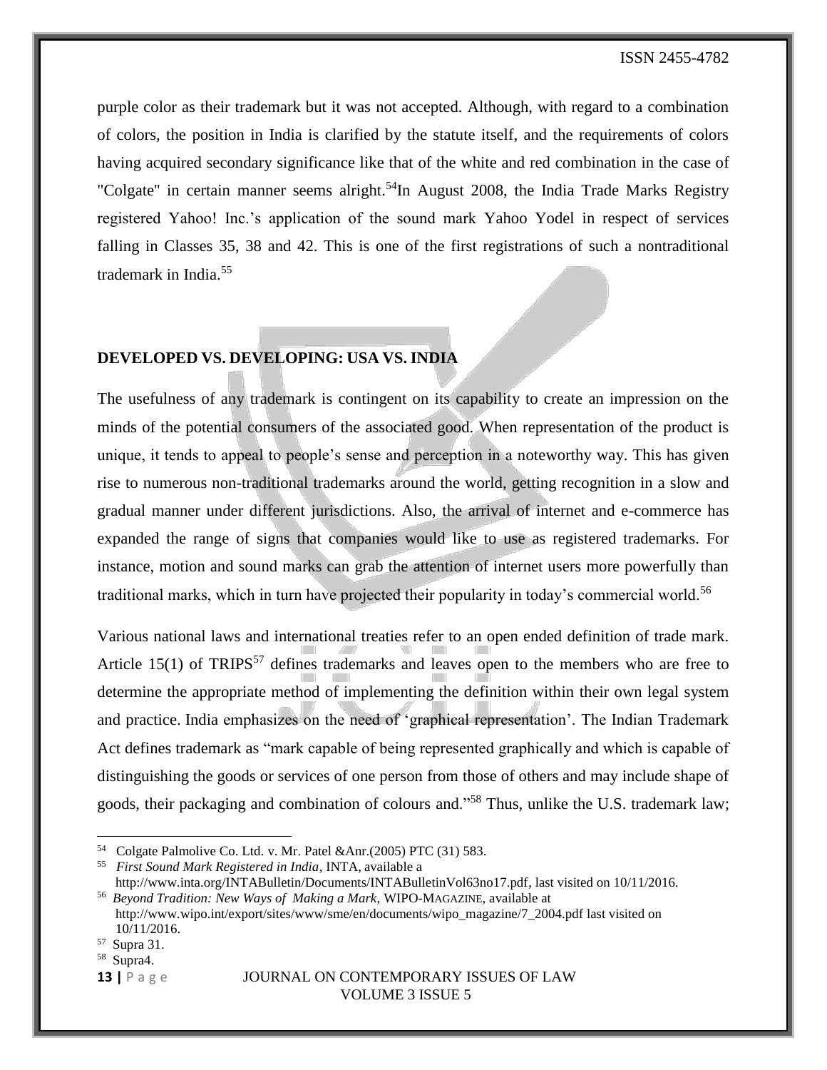purple color as their trademark but it was not accepted. Although, with regard to a combination of colors, the position in India is clarified by the statute itself, and the requirements of colors having acquired secondary significance like that of the white and red combination in the case of "Colgate" in certain manner seems alright.[54]In August 2008, the India Trade Marks Registry registered Yahoo! Inc.'s application of the sound mark Yahoo Yodel in respect of services falling in Classes 35, 38 and 42. This is one of the first registrations of such a nontraditional trademark in India.[55]

## DEVELOPED VS. DEVELOPING: USA VS. INDIA

The usefulness of any trademark is contingent on its capability to create an impression on the minds of the potential consumers of the associated good. When representation of the product is unique, it tends to appeal to people's sense and perception in a noteworthy way. This has given rise to numerous non-traditional trademarks around the world, getting recognition in a slow and gradual manner under different jurisdictions. Also, the arrival of internet and e-commerce has expanded the range of signs that companies would like to use as registered trademarks. For instance, motion and sound marks can grab the attention of internet users more powerfully than traditional marks, which in turn have projected their popularity in today's commercial world.[56]

Various national laws and international treaties refer to an open ended definition of trade mark. Article 15(1) of TRIPS[57] defines trademarks and leaves open to the members who are free to determine the appropriate method of implementing the definition within their own legal system and practice. India emphasizes on the need of 'graphical representation'. The Indian Trademark Act defines trademark as "mark capable of being represented graphically and which is capable of distinguishing the goods or services of one person from those of others and may include shape of goods, their packaging and combination of colours and."[58] Thus, unlike the U.S. trademark law;

---

[54] Colgate Palmolive Co. Ltd. v. Mr. Patel &Anr.(2005) PTC (31) 583.

[55] *First Sound Mark Registered in India*, INTA, available a http://www.inta.org/INTABulletin/Documents/INTABulletinVol63no17.pdf, last visited on 10/11/2016.

[56] *Beyond Tradition: New Ways of Making a Mark*, WIPO-MAGAZINE, available at http://www.wipo.int/export/sites/www/sme/en/documents/wipo_magazine/7_2004.pdf last visited on 10/11/2016.

[57] Supra 31.

[58] Supra4.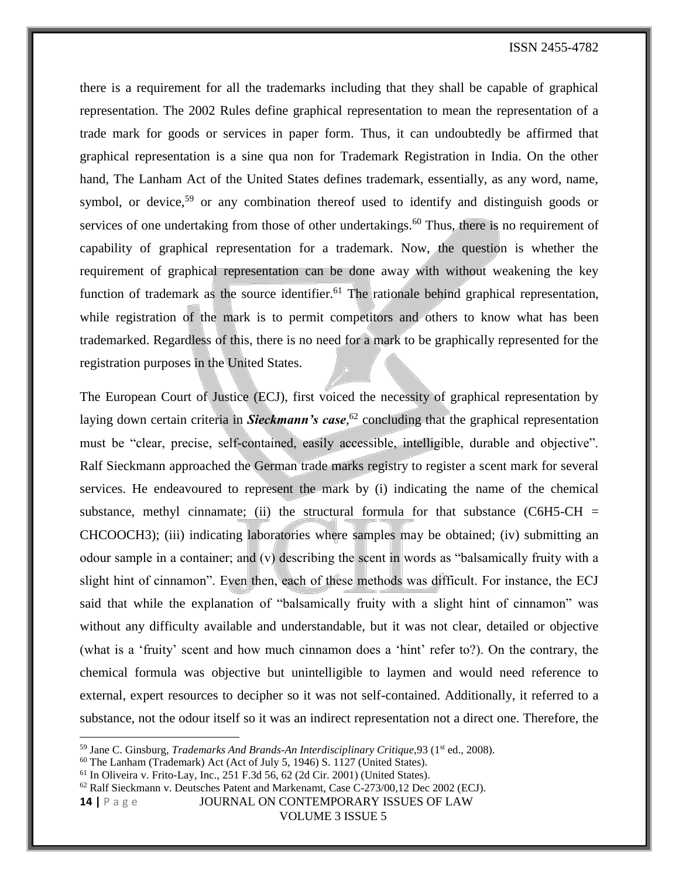there is a requirement for all the trademarks including that they shall be capable of graphical representation. The 2002 Rules define graphical representation to mean the representation of a trade mark for goods or services in paper form. Thus, it can undoubtedly be affirmed that graphical representation is a sine qua non for Trademark Registration in India. On the other hand, The Lanham Act of the United States defines trademark, essentially, as any word, name, symbol, or device,[59] or any combination thereof used to identify and distinguish goods or services of one undertaking from those of other undertakings.[60] Thus, there is no requirement of capability of graphical representation for a trademark. Now, the question is whether the requirement of graphical representation can be done away with without weakening the key function of trademark as the source identifier.[61] The rationale behind graphical representation, while registration of the mark is to permit competitors and others to know what has been trademarked. Regardless of this, there is no need for a mark to be graphically represented for the registration purposes in the United States.

The European Court of Justice (ECJ), first voiced the necessity of graphical representation by laying down certain criteria in ***Sieckmann's case***,[62] concluding that the graphical representation must be "clear, precise, self-contained, easily accessible, intelligible, durable and objective". Ralf Sieckmann approached the German trade marks registry to register a scent mark for several services. He endeavoured to represent the mark by (i) indicating the name of the chemical substance, methyl cinnamate; (ii) the structural formula for that substance ($C_6H_5$-CH = CHCOOC$H_3$); (iii) indicating laboratories where samples may be obtained; (iv) submitting an odour sample in a container; and (v) describing the scent in words as "balsamically fruity with a slight hint of cinnamon". Even then, each of these methods was difficult. For instance, the ECJ said that while the explanation of "balsamically fruity with a slight hint of cinnamon" was without any difficulty available and understandable, but it was not clear, detailed or objective (what is a 'fruity' scent and how much cinnamon does a 'hint' refer to?). On the contrary, the chemical formula was objective but unintelligible to laymen and would need reference to external, expert resources to decipher so it was not self-contained. Additionally, it referred to a substance, not the odour itself so it was an indirect representation not a direct one. Therefore, the

---

[59] Jane C. Ginsburg, *Trademarks And Brands-An Interdisciplinary Critique*,93 (1st ed., 2008).

[60] The Lanham (Trademark) Act (Act of July 5, 1946) S. 1127 (United States).

[61] In Oliveira v. Frito-Lay, Inc., 251 F.3d 56, 62 (2d Cir. 2001) (United States).

[62] Ralf Sieckmann v. Deutsches Patent and Markenamt, Case C-273/00,12 Dec 2002 (ECJ).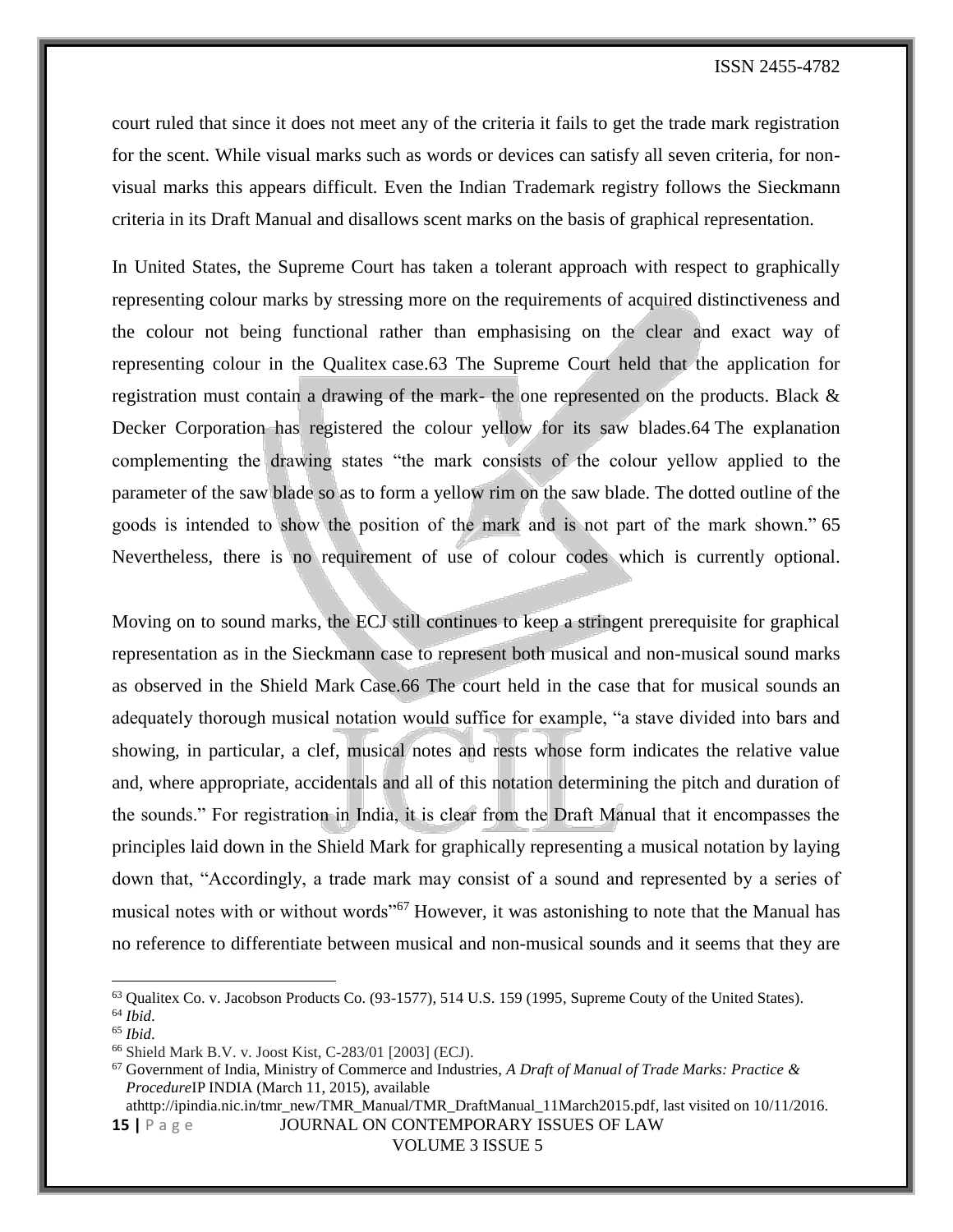court ruled that since it does not meet any of the criteria it fails to get the trade mark registration for the scent. While visual marks such as words or devices can satisfy all seven criteria, for non-visual marks this appears difficult. Even the Indian Trademark registry follows the Sieckmann criteria in its Draft Manual and disallows scent marks on the basis of graphical representation.

In United States, the Supreme Court has taken a tolerant approach with respect to graphically representing colour marks by stressing more on the requirements of acquired distinctiveness and the colour not being functional rather than emphasising on the clear and exact way of representing colour in the Qualitex case.[63] The Supreme Court held that the application for registration must contain a drawing of the mark- the one represented on the products. Black & Decker Corporation has registered the colour yellow for its saw blades.[64] The explanation complementing the drawing states "the mark consists of the colour yellow applied to the parameter of the saw blade so as to form a yellow rim on the saw blade. The dotted outline of the goods is intended to show the position of the mark and is not part of the mark shown."[65] Nevertheless, there is no requirement of use of colour codes which is currently optional.

Moving on to sound marks, the ECJ still continues to keep a stringent prerequisite for graphical representation as in the Sieckmann case to represent both musical and non-musical sound marks as observed in the Shield Mark Case.[66] The court held in the case that for musical sounds an adequately thorough musical notation would suffice for example, "a stave divided into bars and showing, in particular, a clef, musical notes and rests whose form indicates the relative value and, where appropriate, accidentals and all of this notation determining the pitch and duration of the sounds." For registration in India, it is clear from the Draft Manual that it encompasses the principles laid down in the Shield Mark for graphically representing a musical notation by laying down that, "Accordingly, a trade mark may consist of a sound and represented by a series of musical notes with or without words"[67] However, it was astonishing to note that the Manual has no reference to differentiate between musical and non-musical sounds and it seems that they are

---

[63] Qualitex Co. v. Jacobson Products Co. (93-1577), 514 U.S. 159 (1995, Supreme Couty of the United States).

[64] *Ibid*.

[65] *Ibid*.

[66] Shield Mark B.V. v. Joost Kist, C-283/01 [2003] (ECJ).

[67] Government of India, Ministry of Commerce and Industries, *A Draft of Manual of Trade Marks: Practice & Procedure*IP INDIA (March 11, 2015), available athttp://ipindia.nic.in/tmr_new/TMR_Manual/TMR_DraftManual_11March2015.pdf, last visited on 10/11/2016.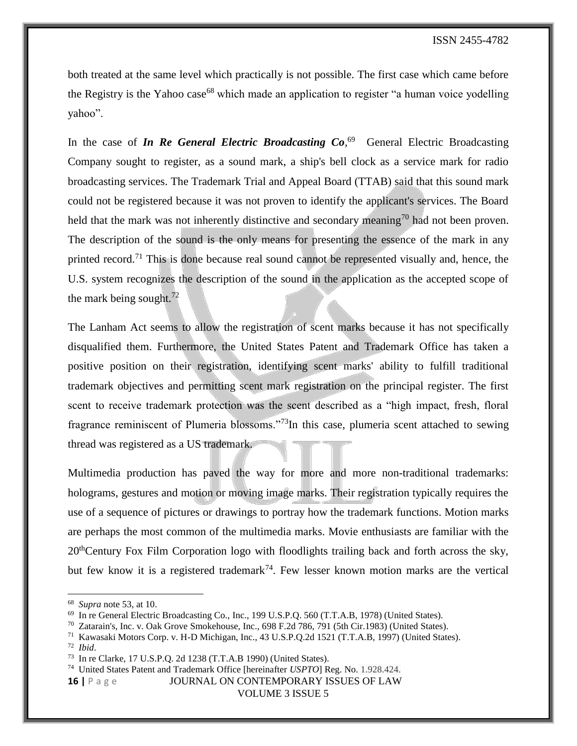both treated at the same level which practically is not possible. The first case which came before the Registry is the Yahoo case[68] which made an application to register "a human voice yodelling yahoo".

In the case of ***In Re General Electric Broadcasting Co***,[69] General Electric Broadcasting Company sought to register, as a sound mark, a ship's bell clock as a service mark for radio broadcasting services. The Trademark Trial and Appeal Board (TTAB) said that this sound mark could not be registered because it was not proven to identify the applicant's services. The Board held that the mark was not inherently distinctive and secondary meaning[70] had not been proven. The description of the sound is the only means for presenting the essence of the mark in any printed record.[71] This is done because real sound cannot be represented visually and, hence, the U.S. system recognizes the description of the sound in the application as the accepted scope of the mark being sought.[72]

The Lanham Act seems to allow the registration of scent marks because it has not specifically disqualified them. Furthermore, the United States Patent and Trademark Office has taken a positive position on their registration, identifying scent marks' ability to fulfill traditional trademark objectives and permitting scent mark registration on the principal register. The first scent to receive trademark protection was the scent described as a "high impact, fresh, floral fragrance reminiscent of Plumeria blossoms."[73]In this case, plumeria scent attached to sewing thread was registered as a US trademark.

Multimedia production has paved the way for more and more non-traditional trademarks: holograms, gestures and motion or moving image marks. Their registration typically requires the use of a sequence of pictures or drawings to portray how the trademark functions. Motion marks are perhaps the most common of the multimedia marks. Movie enthusiasts are familiar with the 20thCentury Fox Film Corporation logo with floodlights trailing back and forth across the sky, but few know it is a registered trademark[74]. Few lesser known motion marks are the vertical

---

[68] *Supra* note 53, at 10.

[69] In re General Electric Broadcasting Co., Inc., 199 U.S.P.Q. 560 (T.T.A.B, 1978) (United States).

[70] Zatarain's, Inc. v. Oak Grove Smokehouse, Inc., 698 F.2d 786, 791 (5th Cir.1983) (United States).

[71] Kawasaki Motors Corp. v. H-D Michigan, Inc., 43 U.S.P.Q.2d 1521 (T.T.A.B, 1997) (United States).

[72] *Ibid*.

[73] In re Clarke, 17 U.S.P.Q. 2d 1238 (T.T.A.B 1990) (United States).

[74] United States Patent and Trademark Office [hereinafter *USPTO*] Reg. No. 1.928.424.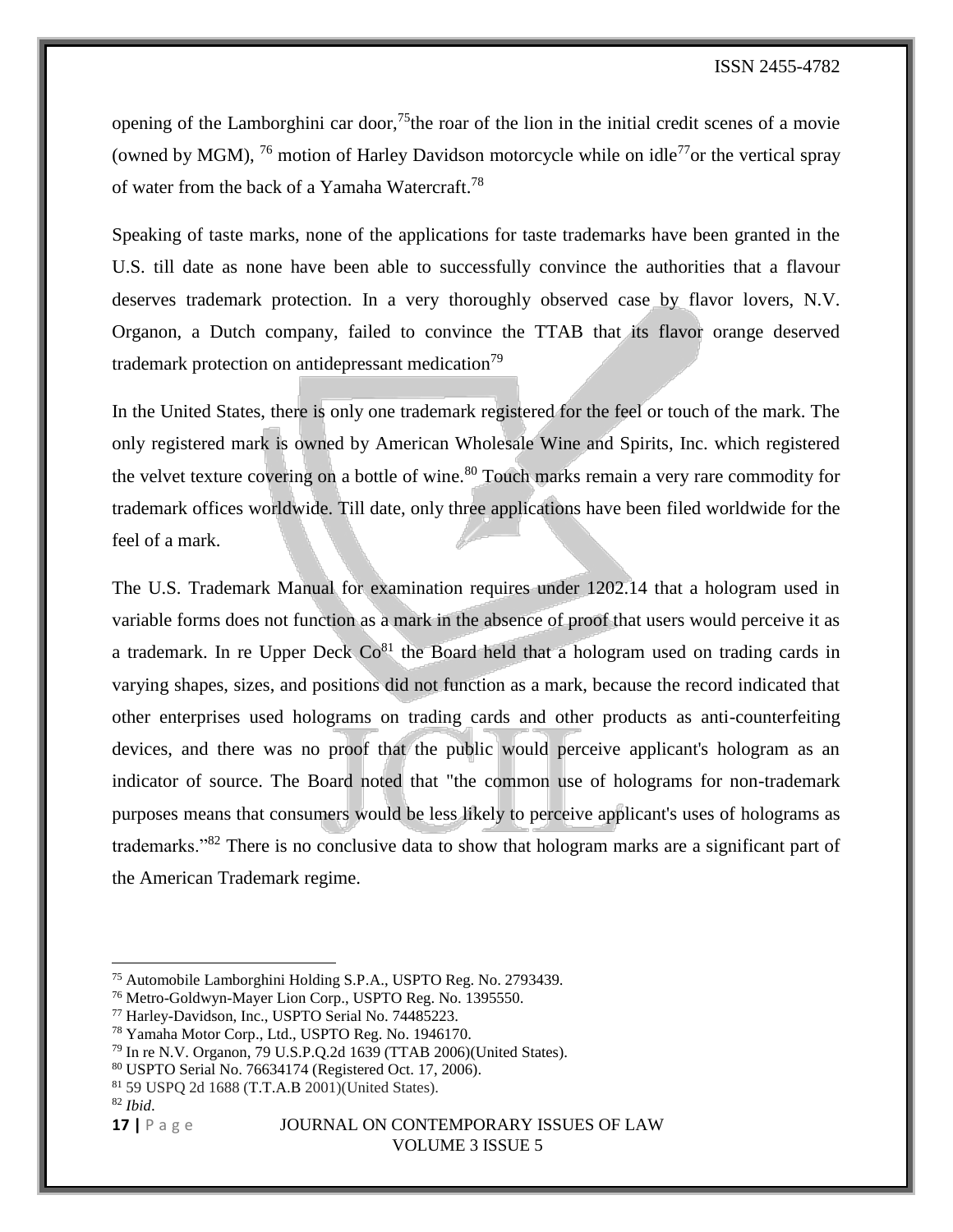opening of the Lamborghini car door,[75]the roar of the lion in the initial credit scenes of a movie (owned by MGM), [76] motion of Harley Davidson motorcycle while on idle[77]or the vertical spray of water from the back of a Yamaha Watercraft.[78]

Speaking of taste marks, none of the applications for taste trademarks have been granted in the U.S. till date as none have been able to successfully convince the authorities that a flavour deserves trademark protection. In a very thoroughly observed case by flavor lovers, N.V. Organon, a Dutch company, failed to convince the TTAB that its flavor orange deserved trademark protection on antidepressant medication[79]

In the United States, there is only one trademark registered for the feel or touch of the mark. The only registered mark is owned by American Wholesale Wine and Spirits, Inc. which registered the velvet texture covering on a bottle of wine.[80] Touch marks remain a very rare commodity for trademark offices worldwide. Till date, only three applications have been filed worldwide for the feel of a mark.

The U.S. Trademark Manual for examination requires under 1202.14 that a hologram used in variable forms does not function as a mark in the absence of proof that users would perceive it as a trademark. In re Upper Deck Co[81] the Board held that a hologram used on trading cards in varying shapes, sizes, and positions did not function as a mark, because the record indicated that other enterprises used holograms on trading cards and other products as anti-counterfeiting devices, and there was no proof that the public would perceive applicant's hologram as an indicator of source. The Board noted that "the common use of holograms for non-trademark purposes means that consumers would be less likely to perceive applicant's uses of holograms as trademarks."[82] There is no conclusive data to show that hologram marks are a significant part of the American Trademark regime.

---

[75] Automobile Lamborghini Holding S.P.A., USPTO Reg. No. 2793439.

[76] Metro-Goldwyn-Mayer Lion Corp., USPTO Reg. No. 1395550.

[77] Harley-Davidson, Inc., USPTO Serial No. 74485223.

[78] Yamaha Motor Corp., Ltd., USPTO Reg. No. 1946170.

[79] In re N.V. Organon, 79 U.S.P.Q.2d 1639 (TTAB 2006)(United States).

[80] USPTO Serial No. 76634174 (Registered Oct. 17, 2006).

[81] 59 USPQ 2d 1688 (T.T.A.B 2001)(United States).

[82] *Ibid*.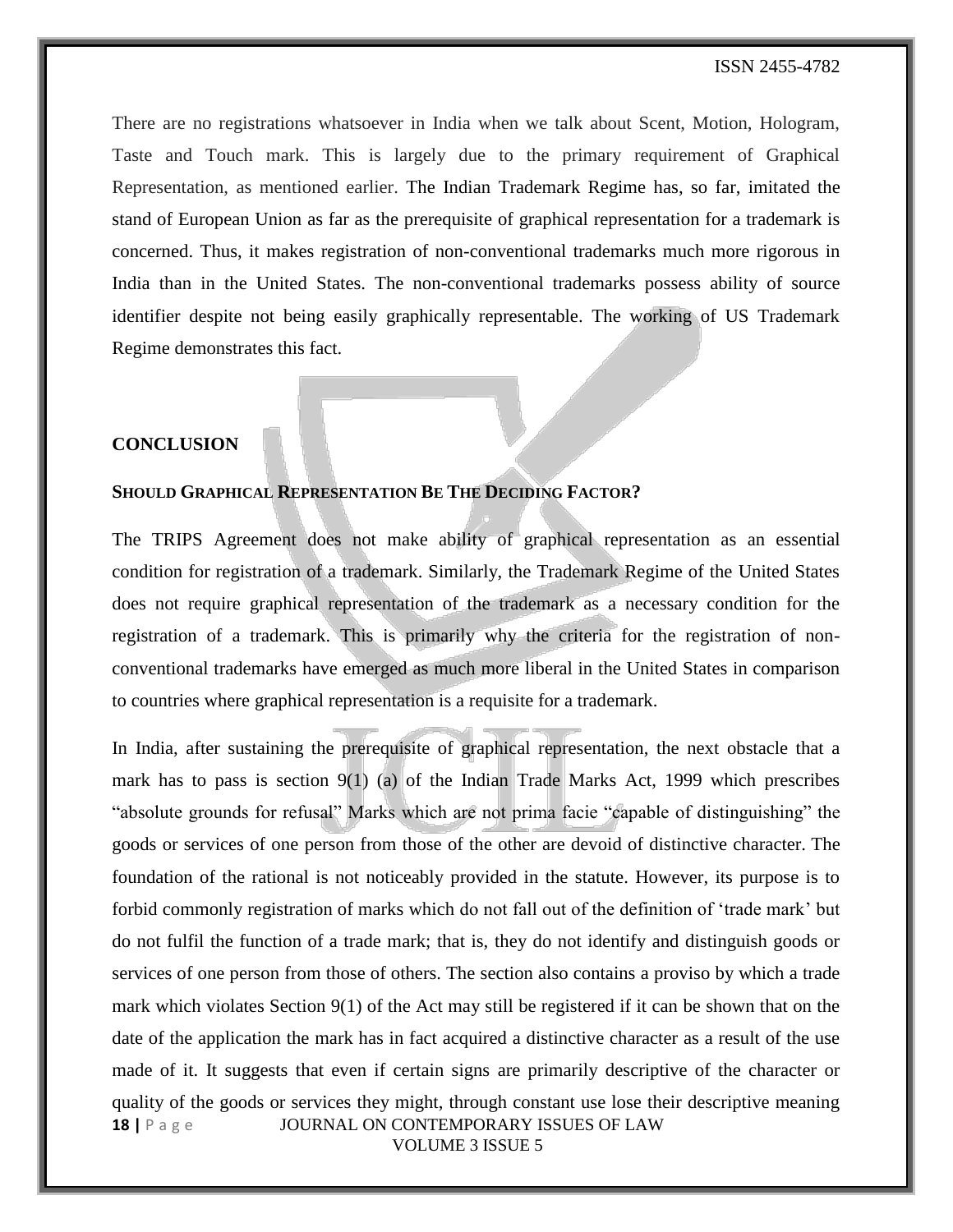There are no registrations whatsoever in India when we talk about Scent, Motion, Hologram, Taste and Touch mark. This is largely due to the primary requirement of Graphical Representation, as mentioned earlier. The Indian Trademark Regime has, so far, imitated the stand of European Union as far as the prerequisite of graphical representation for a trademark is concerned. Thus, it makes registration of non-conventional trademarks much more rigorous in India than in the United States. The non-conventional trademarks possess ability of source identifier despite not being easily graphically representable. The working of US Trademark Regime demonstrates this fact.

## CONCLUSION

### SHOULD GRAPHICAL REPRESENTATION BE THE DECIDING FACTOR?

The TRIPS Agreement does not make ability of graphical representation as an essential condition for registration of a trademark. Similarly, the Trademark Regime of the United States does not require graphical representation of the trademark as a necessary condition for the registration of a trademark. This is primarily why the criteria for the registration of non-conventional trademarks have emerged as much more liberal in the United States in comparison to countries where graphical representation is a requisite for a trademark.

In India, after sustaining the prerequisite of graphical representation, the next obstacle that a mark has to pass is section 9(1) (a) of the Indian Trade Marks Act, 1999 which prescribes "absolute grounds for refusal" Marks which are not prima facie "capable of distinguishing" the goods or services of one person from those of the other are devoid of distinctive character. The foundation of the rational is not noticeably provided in the statute. However, its purpose is to forbid commonly registration of marks which do not fall out of the definition of 'trade mark' but do not fulfil the function of a trade mark; that is, they do not identify and distinguish goods or services of one person from those of others. The section also contains a proviso by which a trade mark which violates Section 9(1) of the Act may still be registered if it can be shown that on the date of the application the mark has in fact acquired a distinctive character as a result of the use made of it. It suggests that even if certain signs are primarily descriptive of the character or quality of the goods or services they might, through constant use lose their descriptive meaning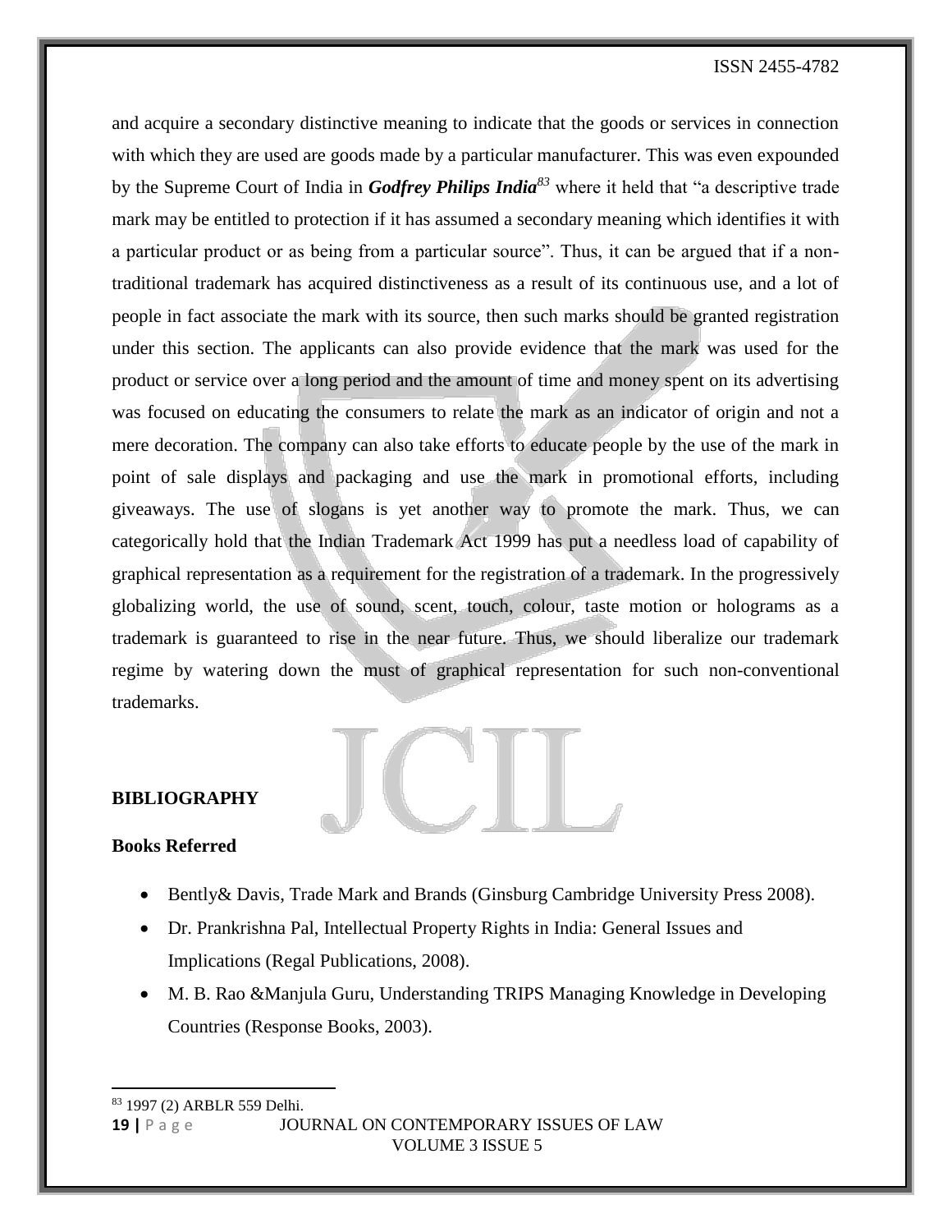and acquire a secondary distinctive meaning to indicate that the goods or services in connection with which they are used are goods made by a particular manufacturer. This was even expounded by the Supreme Court of India in ***Godfrey Philips India***[83] where it held that "a descriptive trade mark may be entitled to protection if it has assumed a secondary meaning which identifies it with a particular product or as being from a particular source". Thus, it can be argued that if a non-traditional trademark has acquired distinctiveness as a result of its continuous use, and a lot of people in fact associate the mark with its source, then such marks should be granted registration under this section. The applicants can also provide evidence that the mark was used for the product or service over a long period and the amount of time and money spent on its advertising was focused on educating the consumers to relate the mark as an indicator of origin and not a mere decoration. The company can also take efforts to educate people by the use of the mark in point of sale displays and packaging and use the mark in promotional efforts, including giveaways. The use of slogans is yet another way to promote the mark. Thus, we can categorically hold that the Indian Trademark Act 1999 has put a needless load of capability of graphical representation as a requirement for the registration of a trademark. In the progressively globalizing world, the use of sound, scent, touch, colour, taste motion or holograms as a trademark is guaranteed to rise in the near future. Thus, we should liberalize our trademark regime by watering down the must of graphical representation for such non-conventional trademarks.

## BIBLIOGRAPHY

### Books Referred

- Bently& Davis, Trade Mark and Brands (Ginsburg Cambridge University Press 2008).
- Dr. Prankrishna Pal, Intellectual Property Rights in India: General Issues and Implications (Regal Publications, 2008).
- M. B. Rao &Manjula Guru, Understanding TRIPS Managing Knowledge in Developing Countries (Response Books, 2003).

---

[83] 1997 (2) ARBLR 559 Delhi.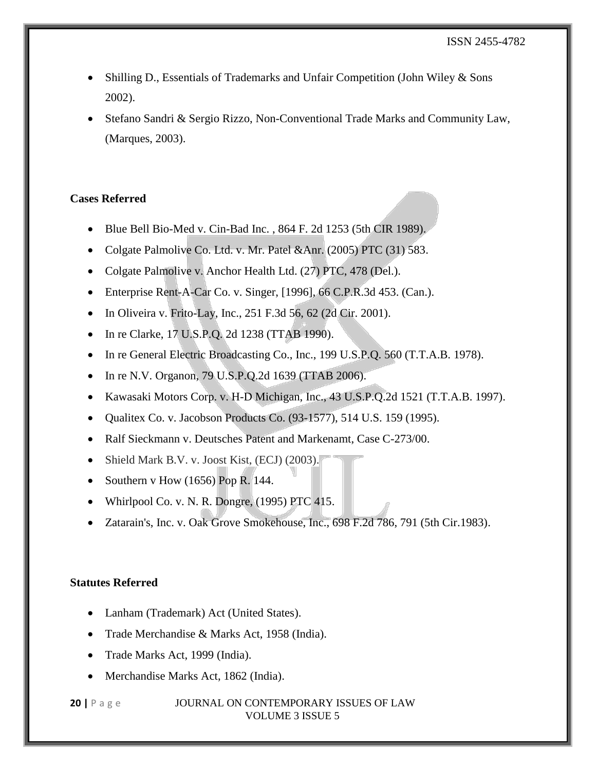- Shilling D., Essentials of Trademarks and Unfair Competition (John Wiley & Sons 2002).
- Stefano Sandri & Sergio Rizzo, Non-Conventional Trade Marks and Community Law, (Marques, 2003).

**Cases Referred**

- Blue Bell Bio-Med v. Cin-Bad Inc. , 864 F. 2d 1253 (5th CIR 1989).
- Colgate Palmolive Co. Ltd. v. Mr. Patel &Anr. (2005) PTC (31) 583.
- Colgate Palmolive v. Anchor Health Ltd. (27) PTC, 478 (Del.).
- Enterprise Rent-A-Car Co. v. Singer, [1996], 66 C.P.R.3d 453. (Can.).
- In Oliveira v. Frito-Lay, Inc., 251 F.3d 56, 62 (2d Cir. 2001).
- In re Clarke, 17 U.S.P.Q. 2d 1238 (TTAB 1990).
- In re General Electric Broadcasting Co., Inc., 199 U.S.P.Q. 560 (T.T.A.B. 1978).
- In re N.V. Organon, 79 U.S.P.Q.2d 1639 (TTAB 2006).
- Kawasaki Motors Corp. v. H-D Michigan, Inc., 43 U.S.P.Q.2d 1521 (T.T.A.B. 1997).
- Qualitex Co. v. Jacobson Products Co. (93-1577), 514 U.S. 159 (1995).
- Ralf Sieckmann v. Deutsches Patent and Markenamt, Case C-273/00.
- Shield Mark B.V. v. Joost Kist, (ECJ) (2003).
- Southern v How (1656) Pop R. 144.
- Whirlpool Co. v. N. R. Dongre, (1995) PTC 415.
- Zatarain's, Inc. v. Oak Grove Smokehouse, Inc., 698 F.2d 786, 791 (5th Cir.1983).

**Statutes Referred**

- Lanham (Trademark) Act (United States).
- Trade Merchandise & Marks Act, 1958 (India).
- Trade Marks Act, 1999 (India).
- Merchandise Marks Act, 1862 (India).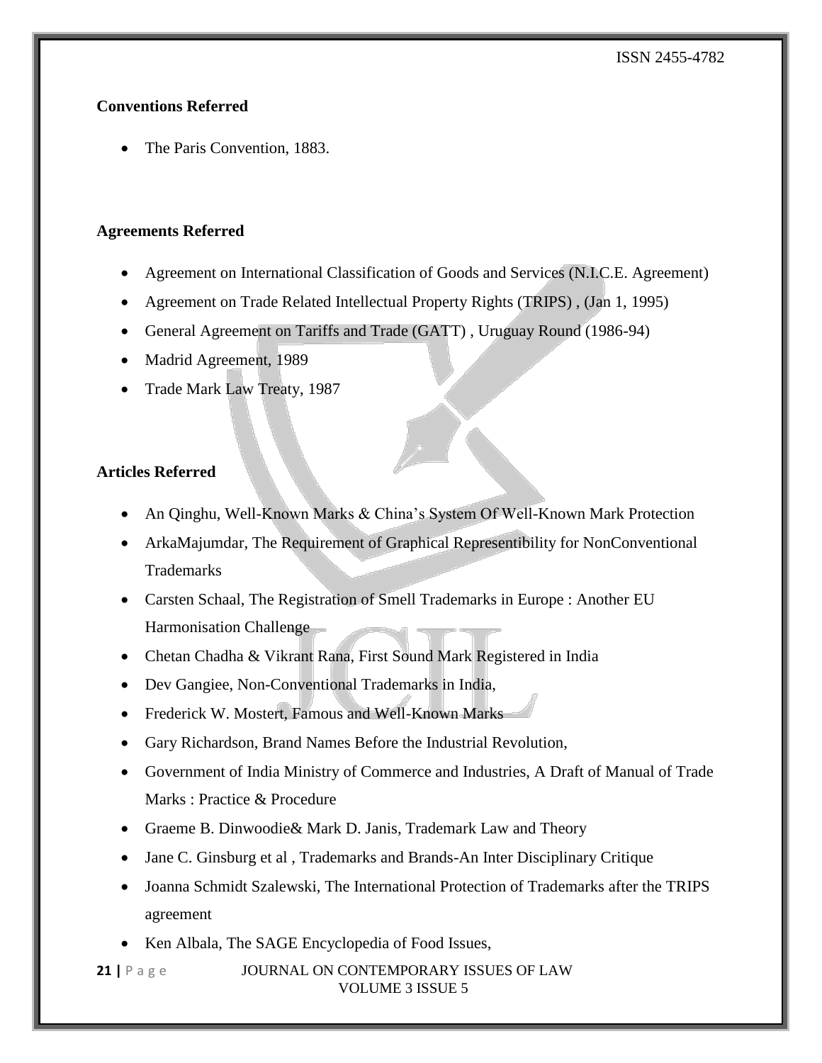**Conventions Referred**

- The Paris Convention, 1883.

**Agreements Referred**

- Agreement on International Classification of Goods and Services (N.I.C.E. Agreement)
- Agreement on Trade Related Intellectual Property Rights (TRIPS) , (Jan 1, 1995)
- General Agreement on Tariffs and Trade (GATT) , Uruguay Round (1986-94)
- Madrid Agreement, 1989
- Trade Mark Law Treaty, 1987

**Articles Referred**

- An Qinghu, Well-Known Marks & China's System Of Well-Known Mark Protection
- ArkaMajumdar, The Requirement of Graphical Representibility for NonConventional Trademarks
- Carsten Schaal, The Registration of Smell Trademarks in Europe : Another EU Harmonisation Challenge
- Chetan Chadha & Vikrant Rana, First Sound Mark Registered in India
- Dev Gangiee, Non-Conventional Trademarks in India,
- Frederick W. Mostert, Famous and Well-Known Marks
- Gary Richardson, Brand Names Before the Industrial Revolution,
- Government of India Ministry of Commerce and Industries, A Draft of Manual of Trade Marks : Practice & Procedure
- Graeme B. Dinwoodie& Mark D. Janis, Trademark Law and Theory
- Jane C. Ginsburg et al , Trademarks and Brands-An Inter Disciplinary Critique
- Joanna Schmidt Szalewski, The International Protection of Trademarks after the TRIPS agreement
- Ken Albala, The SAGE Encyclopedia of Food Issues,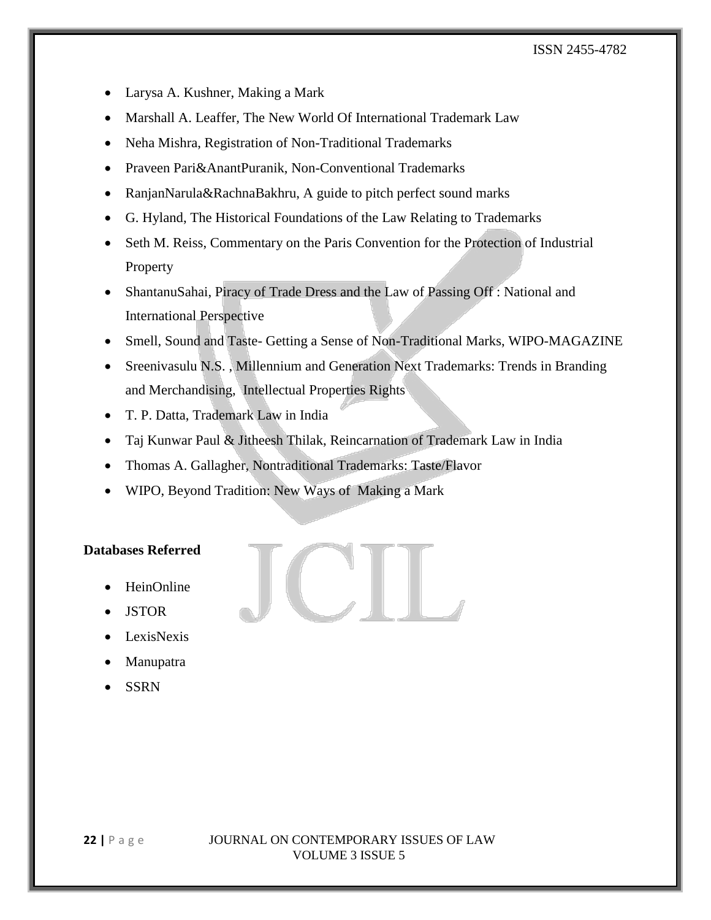- Larysa A. Kushner, Making a Mark
- Marshall A. Leaffer, The New World Of International Trademark Law
- Neha Mishra, Registration of Non-Traditional Trademarks
- Praveen Pari&AnantPuranik, Non-Conventional Trademarks
- RanjanNarula&RachnaBakhru, A guide to pitch perfect sound marks
- G. Hyland, The Historical Foundations of the Law Relating to Trademarks
- Seth M. Reiss, Commentary on the Paris Convention for the Protection of Industrial Property
- ShantanuSahai, Piracy of Trade Dress and the Law of Passing Off : National and International Perspective
- Smell, Sound and Taste- Getting a Sense of Non-Traditional Marks, WIPO-MAGAZINE
- Sreenivasulu N.S. , Millennium and Generation Next Trademarks: Trends in Branding and Merchandising, Intellectual Properties Rights
- T. P. Datta, Trademark Law in India
- Taj Kunwar Paul & Jitheesh Thilak, Reincarnation of Trademark Law in India
- Thomas A. Gallagher, Nontraditional Trademarks: Taste/Flavor
- WIPO, Beyond Tradition: New Ways of Making a Mark

**Databases Referred**

- HeinOnline
- JSTOR
- LexisNexis
- Manupatra
- SSRN